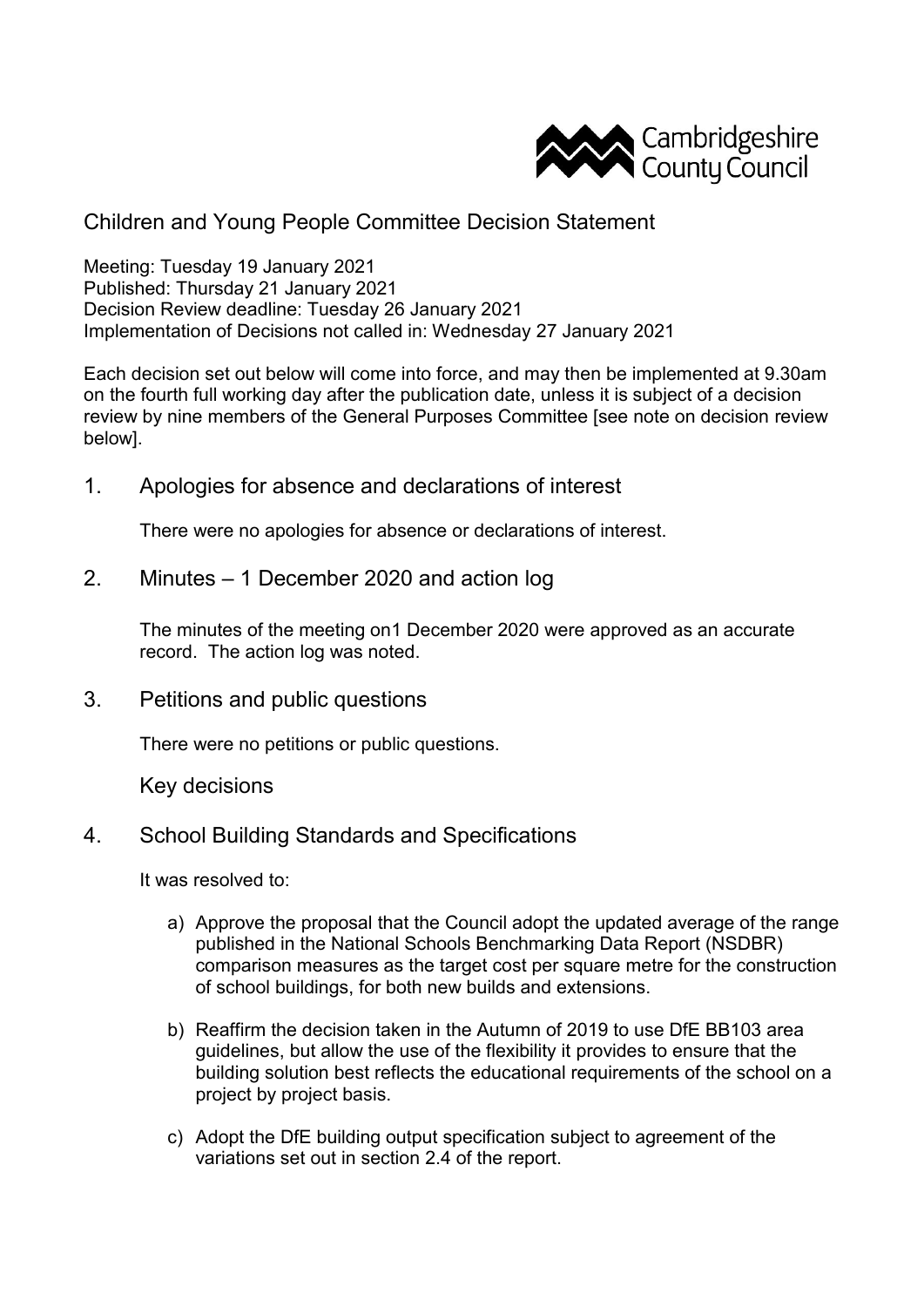Cambridgeshire County Council

# Children and Young People Committee Decision Statement

Meeting: Tuesday 19 January 2021
Published: Thursday 21 January 2021
Decision Review deadline: Tuesday 26 January 2021
Implementation of Decisions not called in: Wednesday 27 January 2021

Each decision set out below will come into force, and may then be implemented at 9.30am on the fourth full working day after the publication date, unless it is subject of a decision review by nine members of the General Purposes Committee [see note on decision review below].

## 1. Apologies for absence and declarations of interest

There were no apologies for absence or declarations of interest.

## 2. Minutes – 1 December 2020 and action log

The minutes of the meeting on1 December 2020 were approved as an accurate record. The action log was noted.

## 3. Petitions and public questions

There were no petitions or public questions.

### Key decisions

## 4. School Building Standards and Specifications

It was resolved to:

a) Approve the proposal that the Council adopt the updated average of the range published in the National Schools Benchmarking Data Report (NSDBR) comparison measures as the target cost per square metre for the construction of school buildings, for both new builds and extensions.

b) Reaffirm the decision taken in the Autumn of 2019 to use DfE BB103 area guidelines, but allow the use of the flexibility it provides to ensure that the building solution best reflects the educational requirements of the school on a project by project basis.

c) Adopt the DfE building output specification subject to agreement of the variations set out in section 2.4 of the report.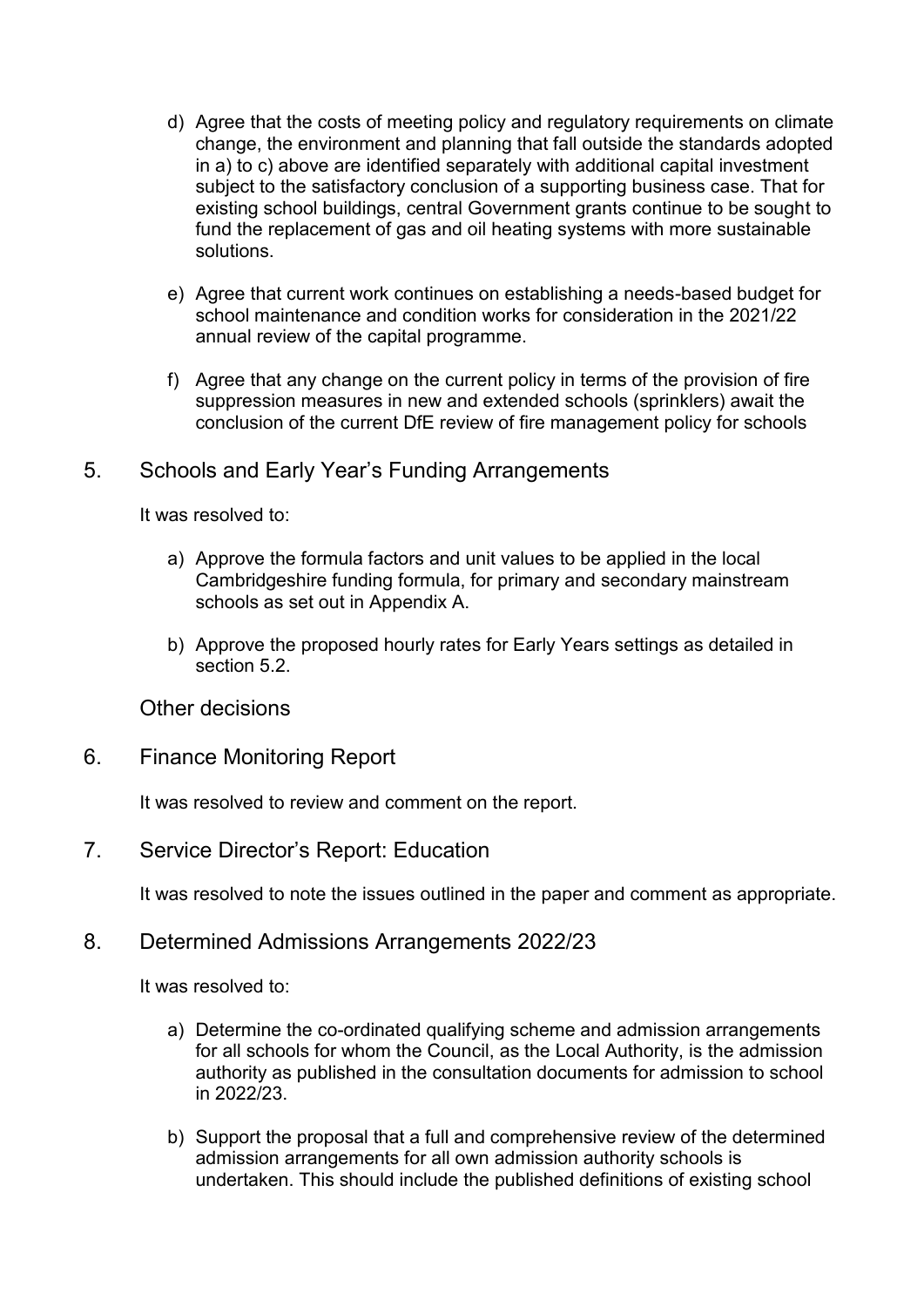d) Agree that the costs of meeting policy and regulatory requirements on climate change, the environment and planning that fall outside the standards adopted in a) to c) above are identified separately with additional capital investment subject to the satisfactory conclusion of a supporting business case. That for existing school buildings, central Government grants continue to be sought to fund the replacement of gas and oil heating systems with more sustainable solutions.

e) Agree that current work continues on establishing a needs-based budget for school maintenance and condition works for consideration in the 2021/22 annual review of the capital programme.

f) Agree that any change on the current policy in terms of the provision of fire suppression measures in new and extended schools (sprinklers) await the conclusion of the current DfE review of fire management policy for schools

## 5. Schools and Early Year's Funding Arrangements

It was resolved to:

a) Approve the formula factors and unit values to be applied in the local Cambridgeshire funding formula, for primary and secondary mainstream schools as set out in Appendix A.

b) Approve the proposed hourly rates for Early Years settings as detailed in section 5.2.

## Other decisions

## 6. Finance Monitoring Report

It was resolved to review and comment on the report.

## 7. Service Director's Report: Education

It was resolved to note the issues outlined in the paper and comment as appropriate.

## 8. Determined Admissions Arrangements 2022/23

It was resolved to:

a) Determine the co-ordinated qualifying scheme and admission arrangements for all schools for whom the Council, as the Local Authority, is the admission authority as published in the consultation documents for admission to school in 2022/23.

b) Support the proposal that a full and comprehensive review of the determined admission arrangements for all own admission authority schools is undertaken. This should include the published definitions of existing school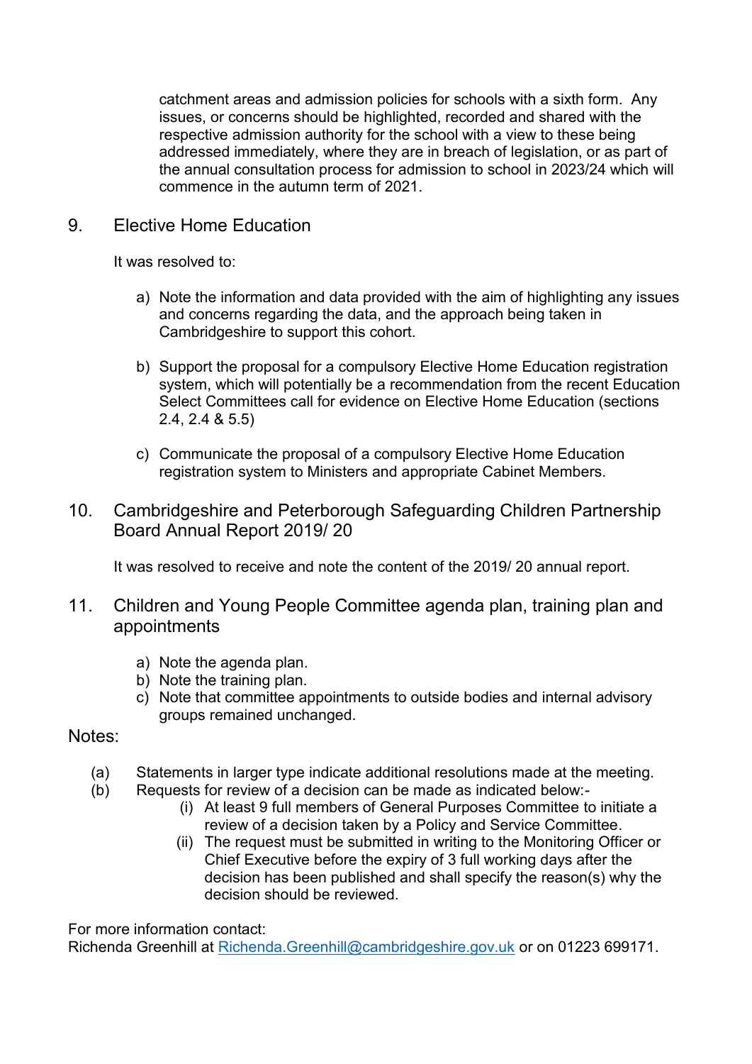catchment areas and admission policies for schools with a sixth form. Any issues, or concerns should be highlighted, recorded and shared with the respective admission authority for the school with a view to these being addressed immediately, where they are in breach of legislation, or as part of the annual consultation process for admission to school in 2023/24 which will commence in the autumn term of 2021.

## 9. Elective Home Education

It was resolved to:

a) Note the information and data provided with the aim of highlighting any issues and concerns regarding the data, and the approach being taken in Cambridgeshire to support this cohort.

b) Support the proposal for a compulsory Elective Home Education registration system, which will potentially be a recommendation from the recent Education Select Committees call for evidence on Elective Home Education (sections 2.4, 2.4 & 5.5)

c) Communicate the proposal of a compulsory Elective Home Education registration system to Ministers and appropriate Cabinet Members.

## 10. Cambridgeshire and Peterborough Safeguarding Children Partnership Board Annual Report 2019/ 20

It was resolved to receive and note the content of the 2019/ 20 annual report.

## 11. Children and Young People Committee agenda plan, training plan and appointments

a) Note the agenda plan.
b) Note the training plan.
c) Note that committee appointments to outside bodies and internal advisory groups remained unchanged.

Notes:

(a) Statements in larger type indicate additional resolutions made at the meeting.
(b) Requests for review of a decision can be made as indicated below:-
   (i) At least 9 full members of General Purposes Committee to initiate a review of a decision taken by a Policy and Service Committee.
   (ii) The request must be submitted in writing to the Monitoring Officer or Chief Executive before the expiry of 3 full working days after the decision has been published and shall specify the reason(s) why the decision should be reviewed.

For more information contact:
Richenda Greenhill at Richenda.Greenhill@cambridgeshire.gov.uk or on 01223 699171.